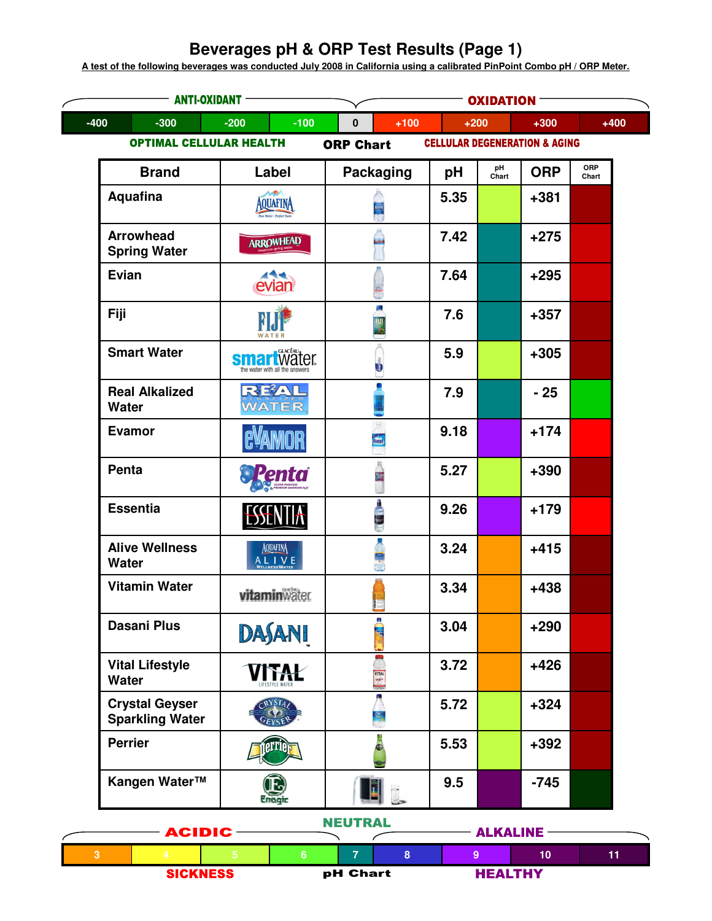# Beverages pH & ORP Test Results (Page 1)

A test of the following beverages was conducted July 2008 in California using a calibrated PinPoint Combo pH / ORP Meter.

**ANTI-OXIDANT** | **OXIDATION**

| -400 | -300 | -200 | -100 | 0 | +100 | +200 | +300 | +400 |
|---|---|---|---|---|---|---|---|---|

**OPTIMAL CELLULAR HEALTH** — **ORP Chart** — **CELLULAR DEGENERATION & AGING**

| Brand | Label | Packaging | pH | pH Chart | ORP | ORP Chart |
|---|---|---|---|---|---|---|
| Aquafina | | | 5.35 | | +381 | |
| Arrowhead Spring Water | | | 7.42 | | +275 | |
| Evian | | | 7.64 | | +295 | |
| Fiji | | | 7.6 | | +357 | |
| Smart Water | | | 5.9 | | +305 | |
| Real Alkalized Water | | | 7.9 | | - 25 | |
| Evamor | | | 9.18 | | +174 | |
| Penta | | | 5.27 | | +390 | |
| Essentia | | | 9.26 | | +179 | |
| Alive Wellness Water | | | 3.24 | | +415 | |
| Vitamin Water | | | 3.34 | | +438 | |
| Dasani Plus | | | 3.04 | | +290 | |
| Vital Lifestyle Water | | | 3.72 | | +426 | |
| Crystal Geyser Sparkling Water | | | 5.72 | | +324 | |
| Perrier | | | 5.53 | | +392 | |
| Kangen Water™ | | | 9.5 | | -745 | |

**ACIDIC** | **NEUTRAL** | **ALKALINE**

| 3 | 4 | 5 | 6 | 7 | 8 | 9 | 10 | 11 |
|---|---|---|---|---|---|---|---|---|

**SICKNESS** — **pH Chart** — **HEALTHY**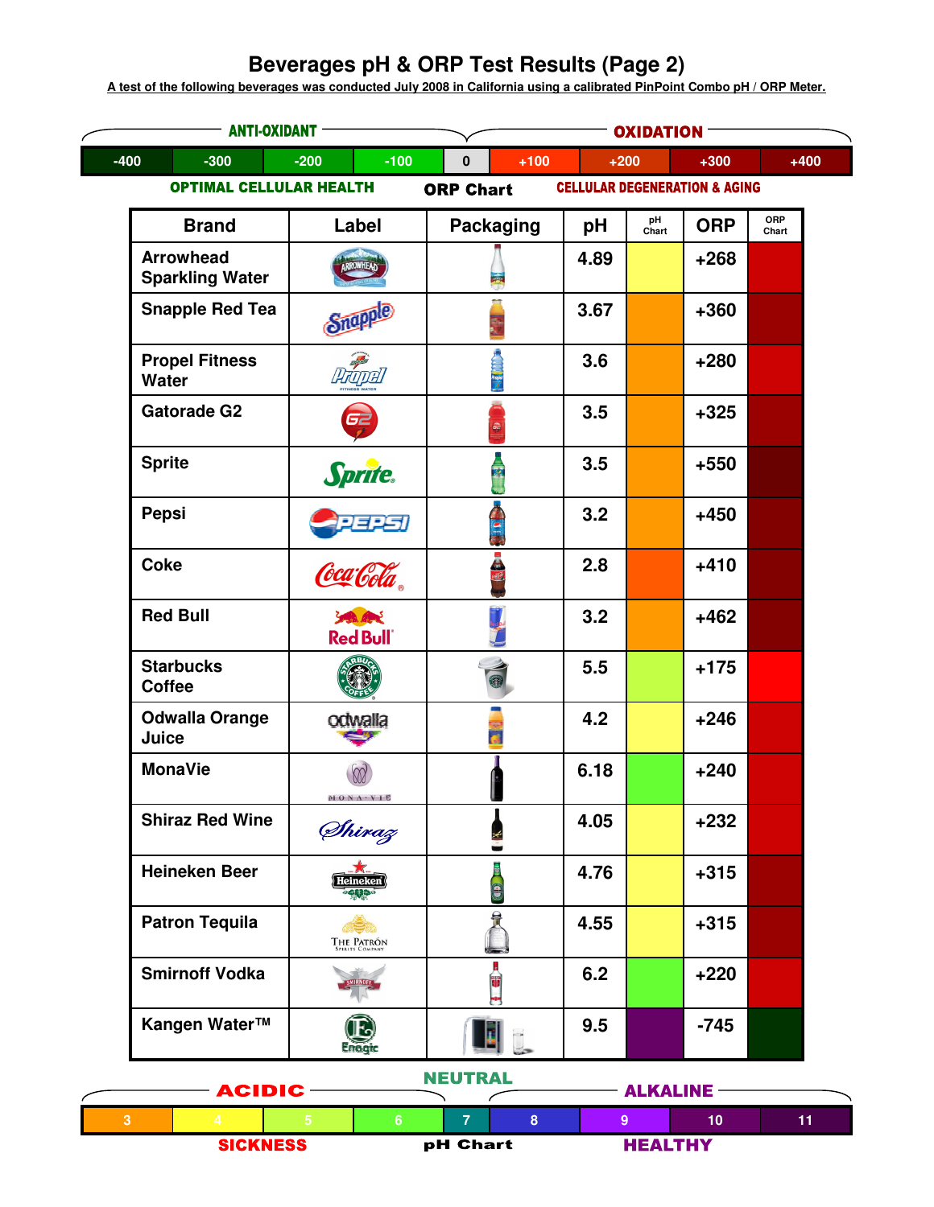# Beverages pH & ORP Test Results (Page 2)

**A test of the following beverages was conducted July 2008 in California using a calibrated PinPoint Combo pH / ORP Meter.**

ANTI-OXIDANT — OXIDATION

-400 | -300 | -200 | -100 | 0 | +100 | +200 | +300 | +400

OPTIMAL CELLULAR HEALTH — ORP Chart — CELLULAR DEGENERATION & AGING

| Brand | Label | Packaging | pH | pH Chart | ORP | ORP Chart |
|---|---|---|---|---|---|---|
| Arrowhead Sparkling Water | | | 4.89 | | +268 | |
| Snapple Red Tea | | | 3.67 | | +360 | |
| Propel Fitness Water | | | 3.6 | | +280 | |
| Gatorade G2 | | | 3.5 | | +325 | |
| Sprite | | | 3.5 | | +550 | |
| Pepsi | | | 3.2 | | +450 | |
| Coke | | | 2.8 | | +410 | |
| Red Bull | | | 3.2 | | +462 | |
| Starbucks Coffee | | | 5.5 | | +175 | |
| Odwalla Orange Juice | | | 4.2 | | +246 | |
| MonaVie | | | 6.18 | | +240 | |
| Shiraz Red Wine | | | 4.05 | | +232 | |
| Heineken Beer | | | 4.76 | | +315 | |
| Patron Tequila | | | 4.55 | | +315 | |
| Smirnoff Vodka | | | 6.2 | | +220 | |
| Kangen Water™ | | | 9.5 | | -745 | |

ACIDIC — NEUTRAL — ALKALINE

3 | 4 | 5 | 6 | 7 | 8 | 9 | 10 | 11

SICKNESS — pH Chart — HEALTHY